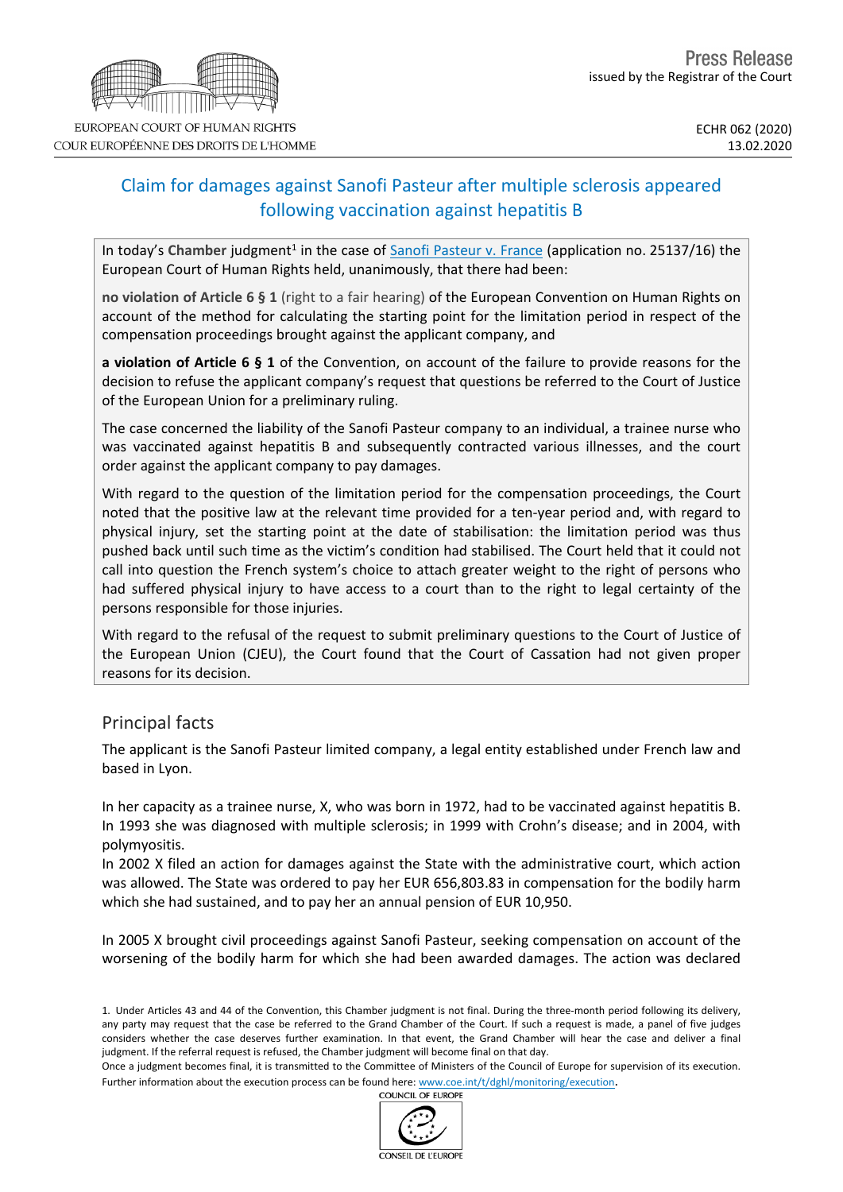EUROPEAN COURT OF HUMAN RIGHTS
COUR EUROPÉENNE DES DROITS DE L'HOMME

Press Release
issued by the Registrar of the Court

ECHR 062 (2020)
13.02.2020

# Claim for damages against Sanofi Pasteur after multiple sclerosis appeared following vaccination against hepatitis B

In today's **Chamber** judgment[1] in the case of Sanofi Pasteur v. France (application no. 25137/16) the European Court of Human Rights held, unanimously, that there had been:

**no violation of Article 6 § 1** (right to a fair hearing) of the European Convention on Human Rights on account of the method for calculating the starting point for the limitation period in respect of the compensation proceedings brought against the applicant company, and

**a violation of Article 6 § 1** of the Convention, on account of the failure to provide reasons for the decision to refuse the applicant company's request that questions be referred to the Court of Justice of the European Union for a preliminary ruling.

The case concerned the liability of the Sanofi Pasteur company to an individual, a trainee nurse who was vaccinated against hepatitis B and subsequently contracted various illnesses, and the court order against the applicant company to pay damages.

With regard to the question of the limitation period for the compensation proceedings, the Court noted that the positive law at the relevant time provided for a ten-year period and, with regard to physical injury, set the starting point at the date of stabilisation: the limitation period was thus pushed back until such time as the victim's condition had stabilised. The Court held that it could not call into question the French system's choice to attach greater weight to the right of persons who had suffered physical injury to have access to a court than to the right to legal certainty of the persons responsible for those injuries.

With regard to the refusal of the request to submit preliminary questions to the Court of Justice of the European Union (CJEU), the Court found that the Court of Cassation had not given proper reasons for its decision.

## Principal facts

The applicant is the Sanofi Pasteur limited company, a legal entity established under French law and based in Lyon.

In her capacity as a trainee nurse, X, who was born in 1972, had to be vaccinated against hepatitis B. In 1993 she was diagnosed with multiple sclerosis; in 1999 with Crohn's disease; and in 2004, with polymyositis.

In 2002 X filed an action for damages against the State with the administrative court, which action was allowed. The State was ordered to pay her EUR 656,803.83 in compensation for the bodily harm which she had sustained, and to pay her an annual pension of EUR 10,950.

In 2005 X brought civil proceedings against Sanofi Pasteur, seeking compensation on account of the worsening of the bodily harm for which she had been awarded damages. The action was declared

---

1. Under Articles 43 and 44 of the Convention, this Chamber judgment is not final. During the three-month period following its delivery, any party may request that the case be referred to the Grand Chamber of the Court. If such a request is made, a panel of five judges considers whether the case deserves further examination. In that event, the Grand Chamber will hear the case and deliver a final judgment. If the referral request is refused, the Chamber judgment will become final on that day.
Once a judgment becomes final, it is transmitted to the Committee of Ministers of the Council of Europe for supervision of its execution. Further information about the execution process can be found here: www.coe.int/t/dghl/monitoring/execution.

COUNCIL OF EUROPE
CONSEIL DE L'EUROPE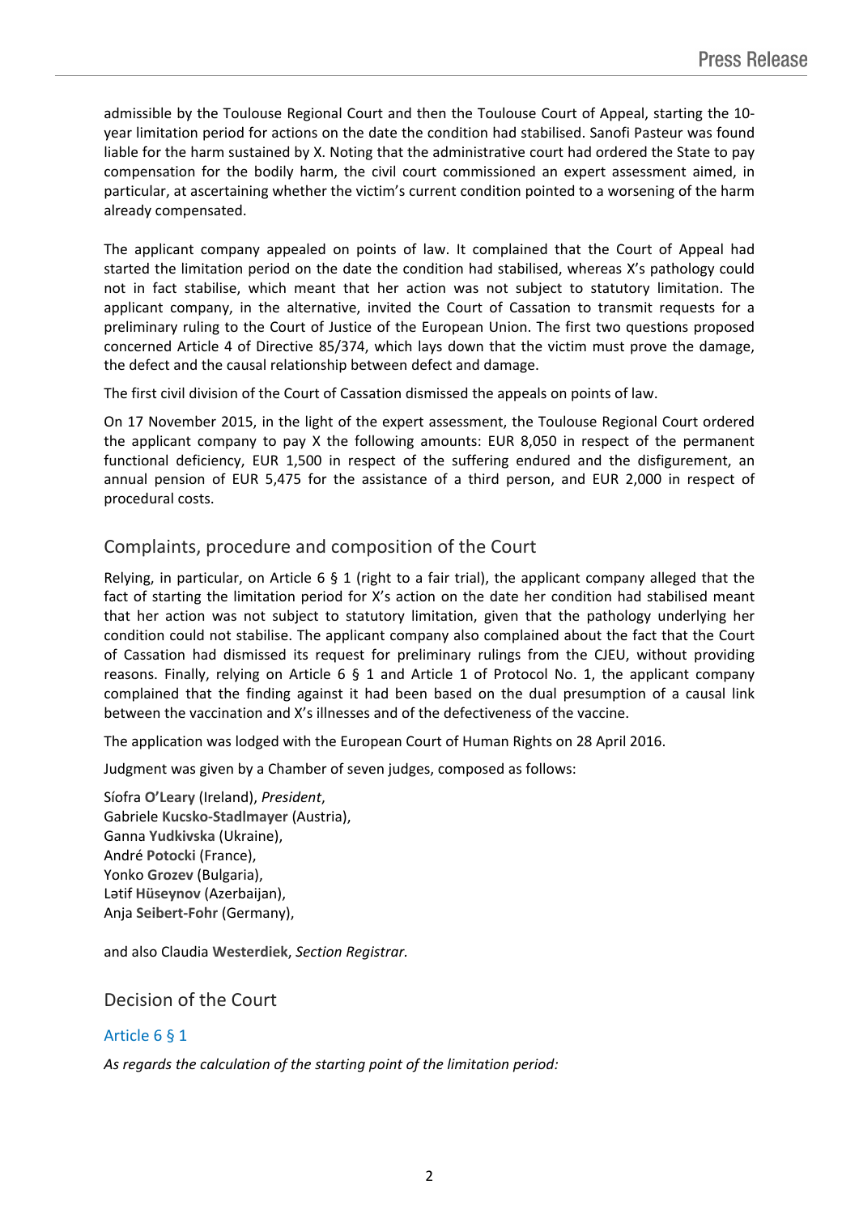admissible by the Toulouse Regional Court and then the Toulouse Court of Appeal, starting the 10-year limitation period for actions on the date the condition had stabilised. Sanofi Pasteur was found liable for the harm sustained by X. Noting that the administrative court had ordered the State to pay compensation for the bodily harm, the civil court commissioned an expert assessment aimed, in particular, at ascertaining whether the victim's current condition pointed to a worsening of the harm already compensated.

The applicant company appealed on points of law. It complained that the Court of Appeal had started the limitation period on the date the condition had stabilised, whereas X's pathology could not in fact stabilise, which meant that her action was not subject to statutory limitation. The applicant company, in the alternative, invited the Court of Cassation to transmit requests for a preliminary ruling to the Court of Justice of the European Union. The first two questions proposed concerned Article 4 of Directive 85/374, which lays down that the victim must prove the damage, the defect and the causal relationship between defect and damage.

The first civil division of the Court of Cassation dismissed the appeals on points of law.

On 17 November 2015, in the light of the expert assessment, the Toulouse Regional Court ordered the applicant company to pay X the following amounts: EUR 8,050 in respect of the permanent functional deficiency, EUR 1,500 in respect of the suffering endured and the disfigurement, an annual pension of EUR 5,475 for the assistance of a third person, and EUR 2,000 in respect of procedural costs.

## Complaints, procedure and composition of the Court

Relying, in particular, on Article 6 § 1 (right to a fair trial), the applicant company alleged that the fact of starting the limitation period for X's action on the date her condition had stabilised meant that her action was not subject to statutory limitation, given that the pathology underlying her condition could not stabilise. The applicant company also complained about the fact that the Court of Cassation had dismissed its request for preliminary rulings from the CJEU, without providing reasons. Finally, relying on Article 6 § 1 and Article 1 of Protocol No. 1, the applicant company complained that the finding against it had been based on the dual presumption of a causal link between the vaccination and X's illnesses and of the defectiveness of the vaccine.

The application was lodged with the European Court of Human Rights on 28 April 2016.

Judgment was given by a Chamber of seven judges, composed as follows:

Síofra **O'Leary** (Ireland), *President*,  
Gabriele **Kucsko-Stadlmayer** (Austria),  
Ganna **Yudkivska** (Ukraine),  
André **Potocki** (France),  
Yonko **Grozev** (Bulgaria),  
Lətif **Hüseynov** (Azerbaijan),  
Anja **Seibert-Fohr** (Germany),

and also Claudia **Westerdiek**, *Section Registrar.*

## Decision of the Court

### Article 6 § 1

*As regards the calculation of the starting point of the limitation period:*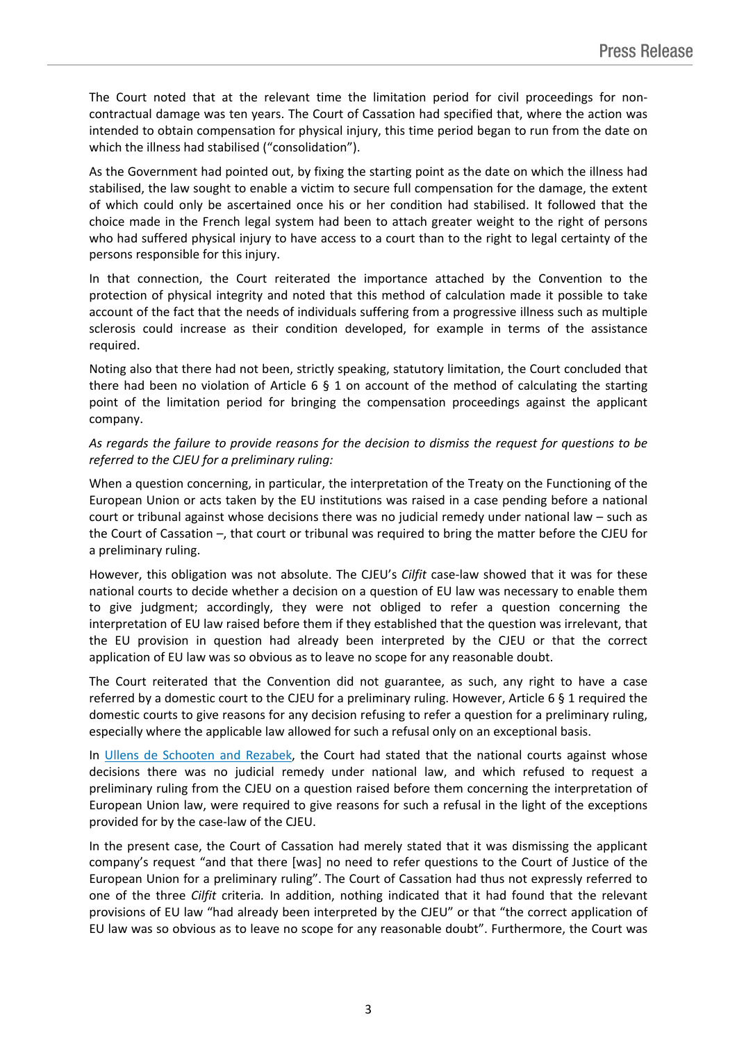The Court noted that at the relevant time the limitation period for civil proceedings for non-contractual damage was ten years. The Court of Cassation had specified that, where the action was intended to obtain compensation for physical injury, this time period began to run from the date on which the illness had stabilised ("consolidation").

As the Government had pointed out, by fixing the starting point as the date on which the illness had stabilised, the law sought to enable a victim to secure full compensation for the damage, the extent of which could only be ascertained once his or her condition had stabilised. It followed that the choice made in the French legal system had been to attach greater weight to the right of persons who had suffered physical injury to have access to a court than to the right to legal certainty of the persons responsible for this injury.

In that connection, the Court reiterated the importance attached by the Convention to the protection of physical integrity and noted that this method of calculation made it possible to take account of the fact that the needs of individuals suffering from a progressive illness such as multiple sclerosis could increase as their condition developed, for example in terms of the assistance required.

Noting also that there had not been, strictly speaking, statutory limitation, the Court concluded that there had been no violation of Article 6 § 1 on account of the method of calculating the starting point of the limitation period for bringing the compensation proceedings against the applicant company.

*As regards the failure to provide reasons for the decision to dismiss the request for questions to be referred to the CJEU for a preliminary ruling:*

When a question concerning, in particular, the interpretation of the Treaty on the Functioning of the European Union or acts taken by the EU institutions was raised in a case pending before a national court or tribunal against whose decisions there was no judicial remedy under national law – such as the Court of Cassation –, that court or tribunal was required to bring the matter before the CJEU for a preliminary ruling.

However, this obligation was not absolute. The CJEU's *Cilfit* case-law showed that it was for these national courts to decide whether a decision on a question of EU law was necessary to enable them to give judgment; accordingly, they were not obliged to refer a question concerning the interpretation of EU law raised before them if they established that the question was irrelevant, that the EU provision in question had already been interpreted by the CJEU or that the correct application of EU law was so obvious as to leave no scope for any reasonable doubt.

The Court reiterated that the Convention did not guarantee, as such, any right to have a case referred by a domestic court to the CJEU for a preliminary ruling. However, Article 6 § 1 required the domestic courts to give reasons for any decision refusing to refer a question for a preliminary ruling, especially where the applicable law allowed for such a refusal only on an exceptional basis.

In Ullens de Schooten and Rezabek, the Court had stated that the national courts against whose decisions there was no judicial remedy under national law, and which refused to request a preliminary ruling from the CJEU on a question raised before them concerning the interpretation of European Union law, were required to give reasons for such a refusal in the light of the exceptions provided for by the case-law of the CJEU.

In the present case, the Court of Cassation had merely stated that it was dismissing the applicant company's request "and that there [was] no need to refer questions to the Court of Justice of the European Union for a preliminary ruling". The Court of Cassation had thus not expressly referred to one of the three *Cilfit* criteria. In addition, nothing indicated that it had found that the relevant provisions of EU law "had already been interpreted by the CJEU" or that "the correct application of EU law was so obvious as to leave no scope for any reasonable doubt". Furthermore, the Court was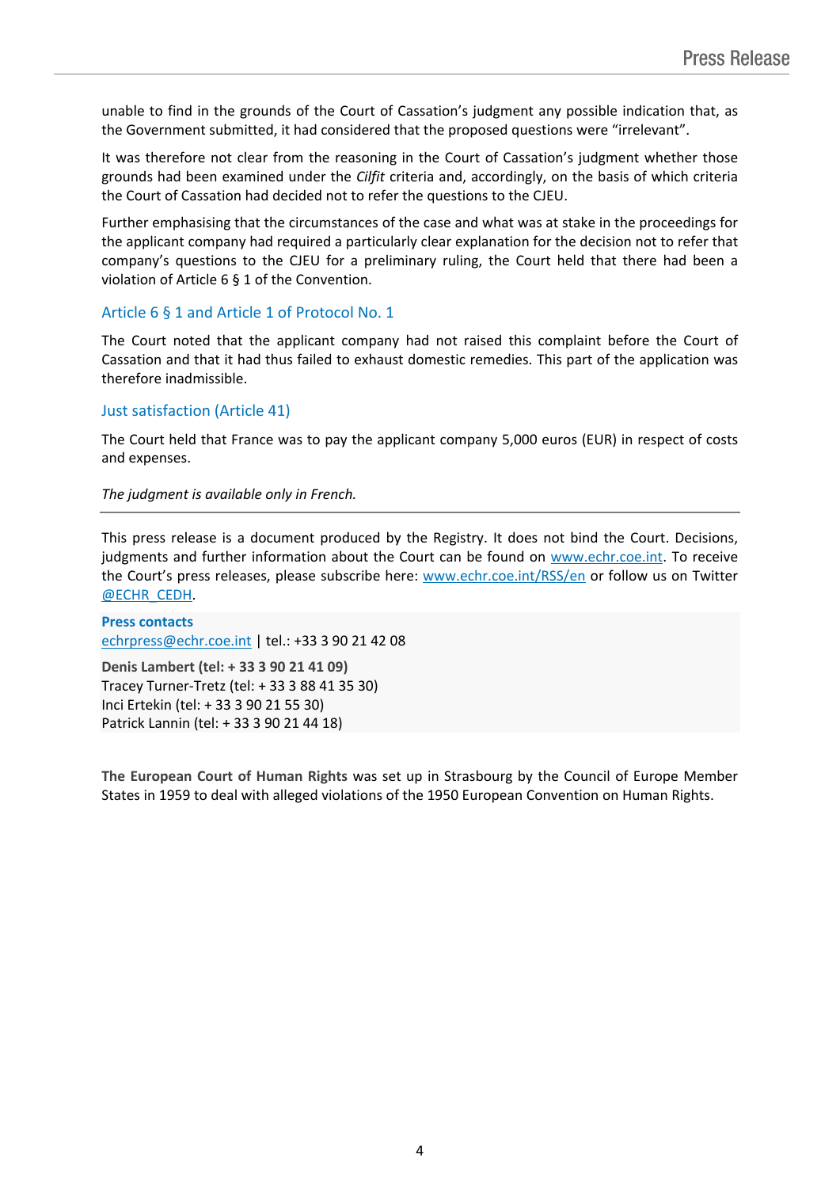unable to find in the grounds of the Court of Cassation's judgment any possible indication that, as the Government submitted, it had considered that the proposed questions were "irrelevant".

It was therefore not clear from the reasoning in the Court of Cassation's judgment whether those grounds had been examined under the *Cilfit* criteria and, accordingly, on the basis of which criteria the Court of Cassation had decided not to refer the questions to the CJEU.

Further emphasising that the circumstances of the case and what was at stake in the proceedings for the applicant company had required a particularly clear explanation for the decision not to refer that company's questions to the CJEU for a preliminary ruling, the Court held that there had been a violation of Article 6 § 1 of the Convention.

### Article 6 § 1 and Article 1 of Protocol No. 1

The Court noted that the applicant company had not raised this complaint before the Court of Cassation and that it had thus failed to exhaust domestic remedies. This part of the application was therefore inadmissible.

### Just satisfaction (Article 41)

The Court held that France was to pay the applicant company 5,000 euros (EUR) in respect of costs and expenses.

*The judgment is available only in French.*

---

This press release is a document produced by the Registry. It does not bind the Court. Decisions, judgments and further information about the Court can be found on www.echr.coe.int. To receive the Court's press releases, please subscribe here: www.echr.coe.int/RSS/en or follow us on Twitter @ECHR_CEDH.

**Press contacts**
echrpress@echr.coe.int | tel.: +33 3 90 21 42 08

**Denis Lambert (tel: + 33 3 90 21 41 09)**
Tracey Turner-Tretz (tel: + 33 3 88 41 35 30)
Inci Ertekin (tel: + 33 3 90 21 55 30)
Patrick Lannin (tel: + 33 3 90 21 44 18)

**The European Court of Human Rights** was set up in Strasbourg by the Council of Europe Member States in 1959 to deal with alleged violations of the 1950 European Convention on Human Rights.